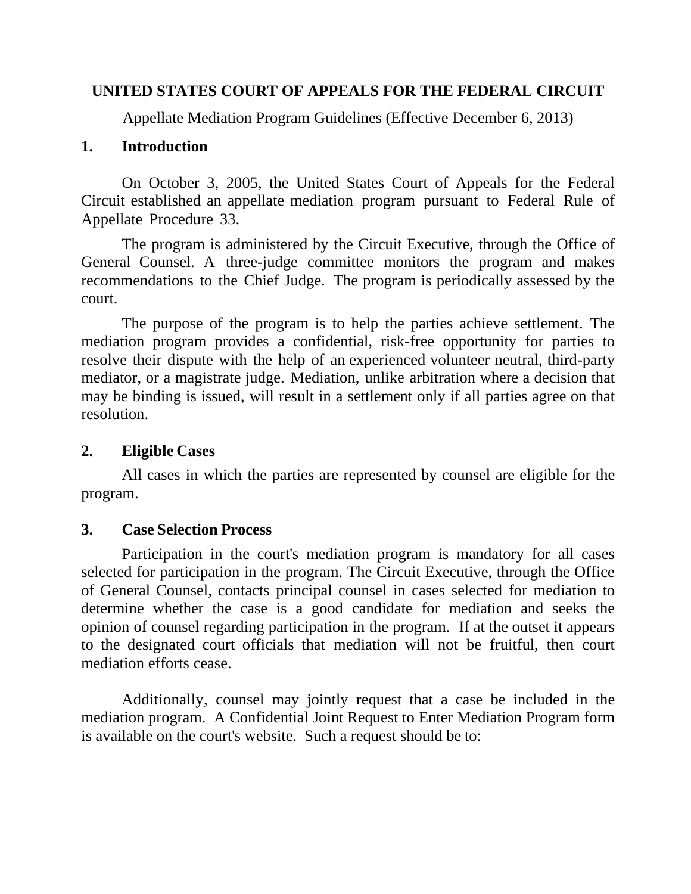**UNITED STATES COURT OF APPEALS FOR THE FEDERAL CIRCUIT**

Appellate Mediation Program Guidelines (Effective December 6, 2013)

## 1. Introduction

On October 3, 2005, the United States Court of Appeals for the Federal Circuit established an appellate mediation program pursuant to Federal Rule of Appellate Procedure 33.

The program is administered by the Circuit Executive, through the Office of General Counsel. A three-judge committee monitors the program and makes recommendations to the Chief Judge. The program is periodically assessed by the court.

The purpose of the program is to help the parties achieve settlement. The mediation program provides a confidential, risk-free opportunity for parties to resolve their dispute with the help of an experienced volunteer neutral, third-party mediator, or a magistrate judge. Mediation, unlike arbitration where a decision that may be binding is issued, will result in a settlement only if all parties agree on that resolution.

## 2. Eligible Cases

All cases in which the parties are represented by counsel are eligible for the program.

## 3. Case Selection Process

Participation in the court's mediation program is mandatory for all cases selected for participation in the program. The Circuit Executive, through the Office of General Counsel, contacts principal counsel in cases selected for mediation to determine whether the case is a good candidate for mediation and seeks the opinion of counsel regarding participation in the program. If at the outset it appears to the designated court officials that mediation will not be fruitful, then court mediation efforts cease.

Additionally, counsel may jointly request that a case be included in the mediation program. A Confidential Joint Request to Enter Mediation Program form is available on the court's website. Such a request should be to: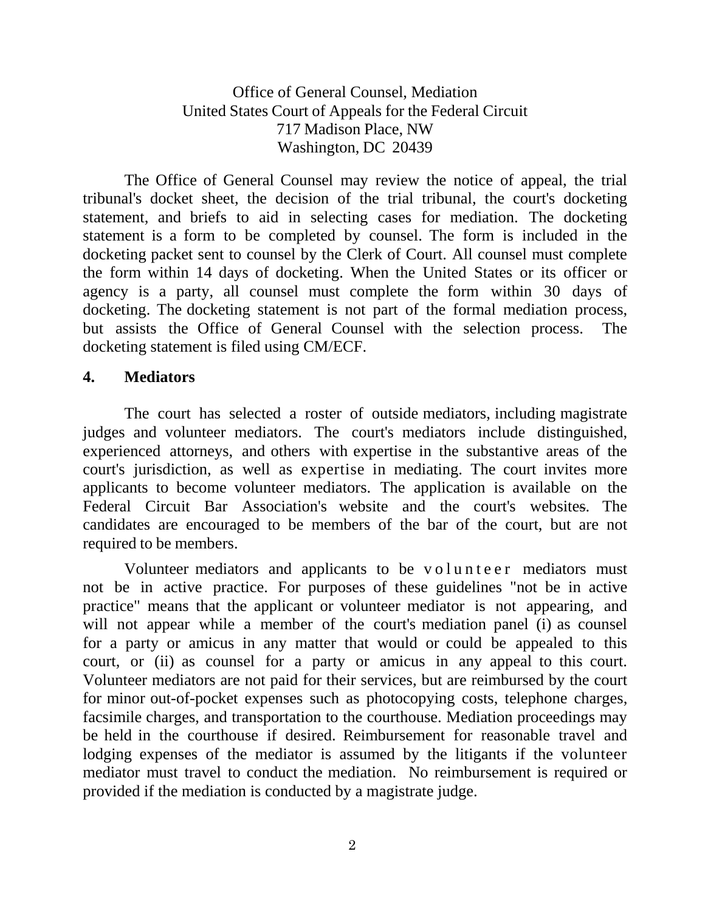Office of General Counsel, Mediation
United States Court of Appeals for the Federal Circuit
717 Madison Place, NW
Washington, DC 20439

The Office of General Counsel may review the notice of appeal, the trial tribunal's docket sheet, the decision of the trial tribunal, the court's docketing statement, and briefs to aid in selecting cases for mediation. The docketing statement is a form to be completed by counsel. The form is included in the docketing packet sent to counsel by the Clerk of Court. All counsel must complete the form within 14 days of docketing. When the United States or its officer or agency is a party, all counsel must complete the form within 30 days of docketing. The docketing statement is not part of the formal mediation process, but assists the Office of General Counsel with the selection process. The docketing statement is filed using CM/ECF.

## 4. Mediators

The court has selected a roster of outside mediators, including magistrate judges and volunteer mediators. The court's mediators include distinguished, experienced attorneys, and others with expertise in the substantive areas of the court's jurisdiction, as well as expertise in mediating. The court invites more applicants to become volunteer mediators. The application is available on the Federal Circuit Bar Association's website and the court's websites. The candidates are encouraged to be members of the bar of the court, but are not required to be members.

Volunteer mediators and applicants to be volunteer mediators must not be in active practice. For purposes of these guidelines "not be in active practice" means that the applicant or volunteer mediator is not appearing, and will not appear while a member of the court's mediation panel (i) as counsel for a party or amicus in any matter that would or could be appealed to this court, or (ii) as counsel for a party or amicus in any appeal to this court. Volunteer mediators are not paid for their services, but are reimbursed by the court for minor out-of-pocket expenses such as photocopying costs, telephone charges, facsimile charges, and transportation to the courthouse. Mediation proceedings may be held in the courthouse if desired. Reimbursement for reasonable travel and lodging expenses of the mediator is assumed by the litigants if the volunteer mediator must travel to conduct the mediation. No reimbursement is required or provided if the mediation is conducted by a magistrate judge.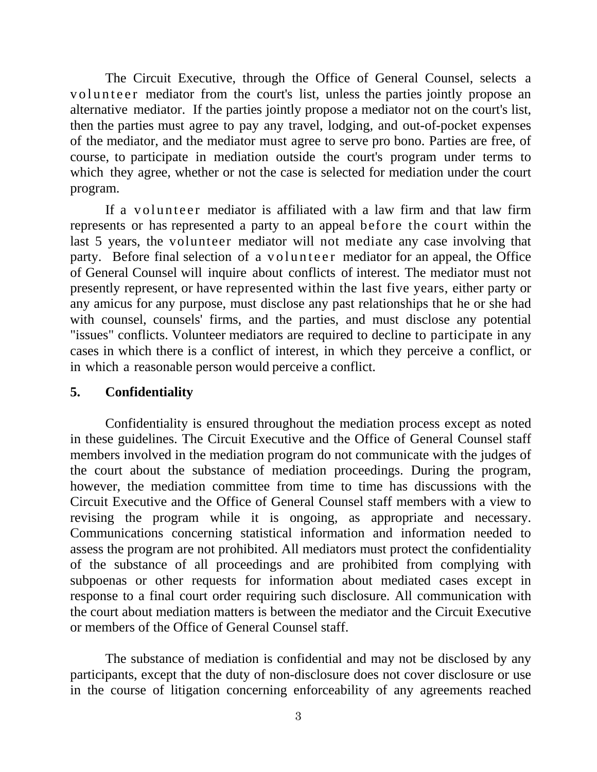The Circuit Executive, through the Office of General Counsel, selects a volunteer mediator from the court's list, unless the parties jointly propose an alternative mediator. If the parties jointly propose a mediator not on the court's list, then the parties must agree to pay any travel, lodging, and out-of-pocket expenses of the mediator, and the mediator must agree to serve pro bono. Parties are free, of course, to participate in mediation outside the court's program under terms to which they agree, whether or not the case is selected for mediation under the court program.

If a volunteer mediator is affiliated with a law firm and that law firm represents or has represented a party to an appeal before the court within the last 5 years, the volunteer mediator will not mediate any case involving that party. Before final selection of a volunteer mediator for an appeal, the Office of General Counsel will inquire about conflicts of interest. The mediator must not presently represent, or have represented within the last five years, either party or any amicus for any purpose, must disclose any past relationships that he or she had with counsel, counsels' firms, and the parties, and must disclose any potential "issues" conflicts. Volunteer mediators are required to decline to participate in any cases in which there is a conflict of interest, in which they perceive a conflict, or in which a reasonable person would perceive a conflict.

**5. Confidentiality**

Confidentiality is ensured throughout the mediation process except as noted in these guidelines. The Circuit Executive and the Office of General Counsel staff members involved in the mediation program do not communicate with the judges of the court about the substance of mediation proceedings. During the program, however, the mediation committee from time to time has discussions with the Circuit Executive and the Office of General Counsel staff members with a view to revising the program while it is ongoing, as appropriate and necessary. Communications concerning statistical information and information needed to assess the program are not prohibited. All mediators must protect the confidentiality of the substance of all proceedings and are prohibited from complying with subpoenas or other requests for information about mediated cases except in response to a final court order requiring such disclosure. All communication with the court about mediation matters is between the mediator and the Circuit Executive or members of the Office of General Counsel staff.

The substance of mediation is confidential and may not be disclosed by any participants, except that the duty of non-disclosure does not cover disclosure or use in the course of litigation concerning enforceability of any agreements reached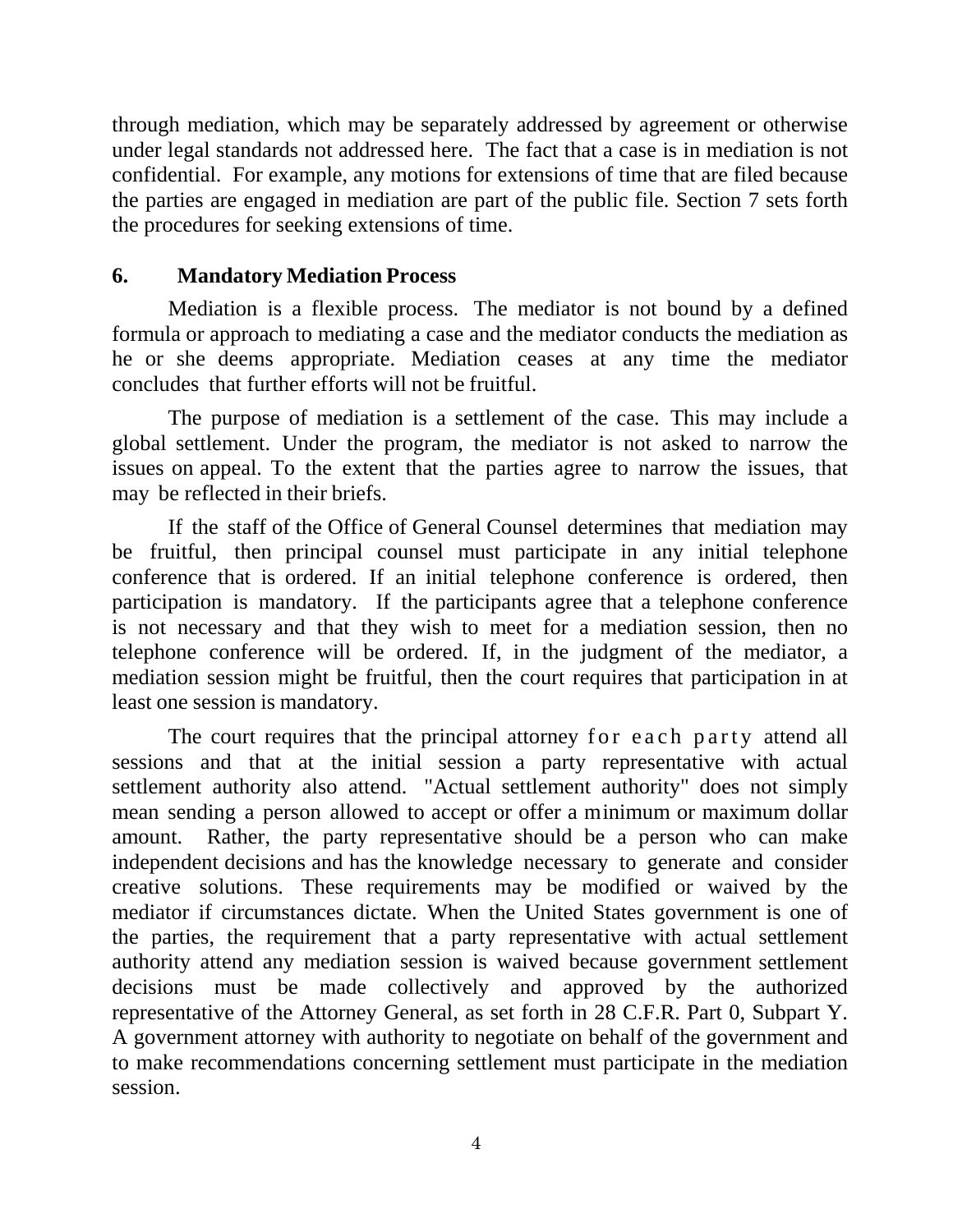through mediation, which may be separately addressed by agreement or otherwise under legal standards not addressed here. The fact that a case is in mediation is not confidential. For example, any motions for extensions of time that are filed because the parties are engaged in mediation are part of the public file. Section 7 sets forth the procedures for seeking extensions of time.

## 6. Mandatory Mediation Process

Mediation is a flexible process. The mediator is not bound by a defined formula or approach to mediating a case and the mediator conducts the mediation as he or she deems appropriate. Mediation ceases at any time the mediator concludes that further efforts will not be fruitful.

The purpose of mediation is a settlement of the case. This may include a global settlement. Under the program, the mediator is not asked to narrow the issues on appeal. To the extent that the parties agree to narrow the issues, that may be reflected in their briefs.

If the staff of the Office of General Counsel determines that mediation may be fruitful, then principal counsel must participate in any initial telephone conference that is ordered. If an initial telephone conference is ordered, then participation is mandatory. If the participants agree that a telephone conference is not necessary and that they wish to meet for a mediation session, then no telephone conference will be ordered. If, in the judgment of the mediator, a mediation session might be fruitful, then the court requires that participation in at least one session is mandatory.

The court requires that the principal attorney for each party attend all sessions and that at the initial session a party representative with actual settlement authority also attend. "Actual settlement authority" does not simply mean sending a person allowed to accept or offer a minimum or maximum dollar amount. Rather, the party representative should be a person who can make independent decisions and has the knowledge necessary to generate and consider creative solutions. These requirements may be modified or waived by the mediator if circumstances dictate. When the United States government is one of the parties, the requirement that a party representative with actual settlement authority attend any mediation session is waived because government settlement decisions must be made collectively and approved by the authorized representative of the Attorney General, as set forth in 28 C.F.R. Part 0, Subpart Y. A government attorney with authority to negotiate on behalf of the government and to make recommendations concerning settlement must participate in the mediation session.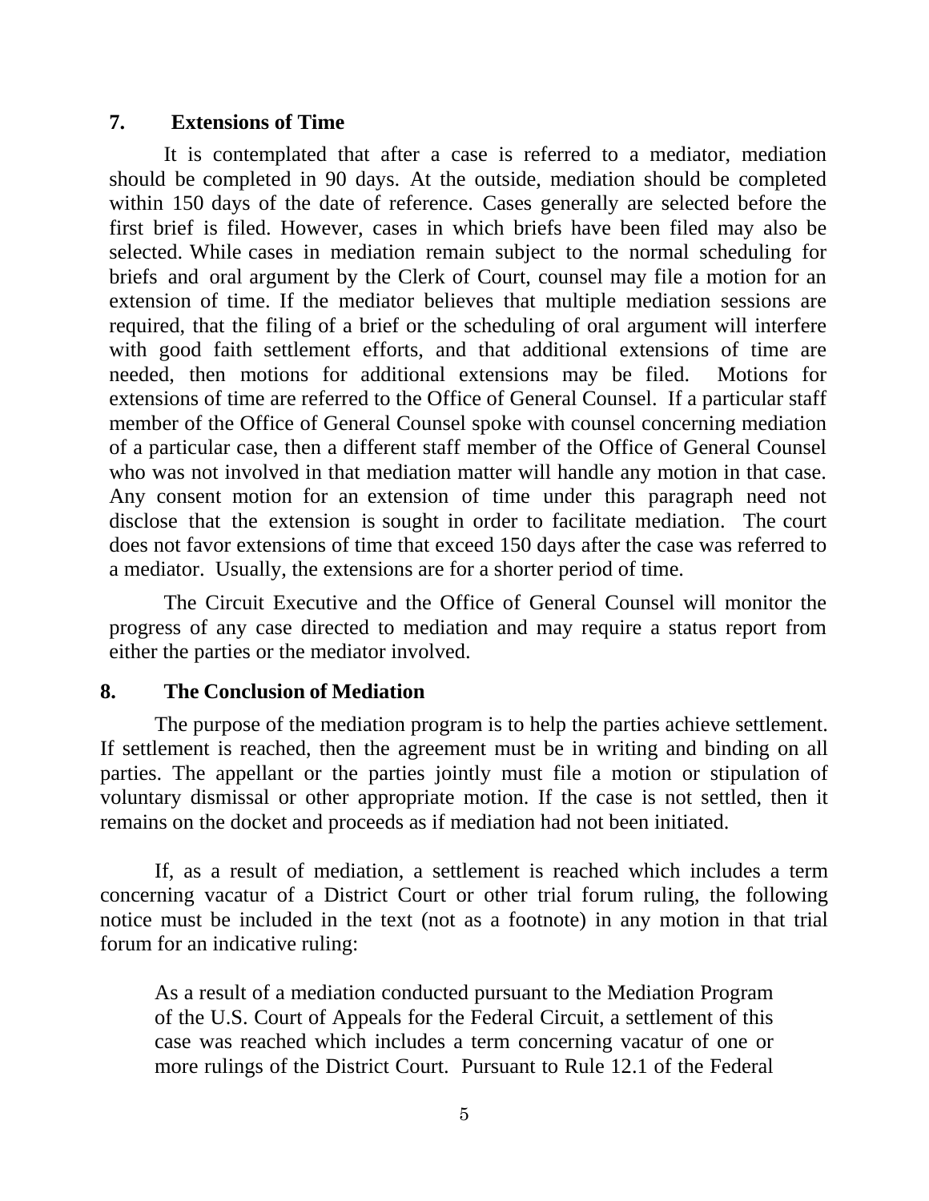## 7. Extensions of Time

It is contemplated that after a case is referred to a mediator, mediation should be completed in 90 days. At the outside, mediation should be completed within 150 days of the date of reference. Cases generally are selected before the first brief is filed. However, cases in which briefs have been filed may also be selected. While cases in mediation remain subject to the normal scheduling for briefs and oral argument by the Clerk of Court, counsel may file a motion for an extension of time. If the mediator believes that multiple mediation sessions are required, that the filing of a brief or the scheduling of oral argument will interfere with good faith settlement efforts, and that additional extensions of time are needed, then motions for additional extensions may be filed. Motions for extensions of time are referred to the Office of General Counsel. If a particular staff member of the Office of General Counsel spoke with counsel concerning mediation of a particular case, then a different staff member of the Office of General Counsel who was not involved in that mediation matter will handle any motion in that case. Any consent motion for an extension of time under this paragraph need not disclose that the extension is sought in order to facilitate mediation. The court does not favor extensions of time that exceed 150 days after the case was referred to a mediator. Usually, the extensions are for a shorter period of time.

The Circuit Executive and the Office of General Counsel will monitor the progress of any case directed to mediation and may require a status report from either the parties or the mediator involved.

## 8. The Conclusion of Mediation

The purpose of the mediation program is to help the parties achieve settlement. If settlement is reached, then the agreement must be in writing and binding on all parties. The appellant or the parties jointly must file a motion or stipulation of voluntary dismissal or other appropriate motion. If the case is not settled, then it remains on the docket and proceeds as if mediation had not been initiated.

If, as a result of mediation, a settlement is reached which includes a term concerning vacatur of a District Court or other trial forum ruling, the following notice must be included in the text (not as a footnote) in any motion in that trial forum for an indicative ruling:

> As a result of a mediation conducted pursuant to the Mediation Program of the U.S. Court of Appeals for the Federal Circuit, a settlement of this case was reached which includes a term concerning vacatur of one or more rulings of the District Court. Pursuant to Rule 12.1 of the Federal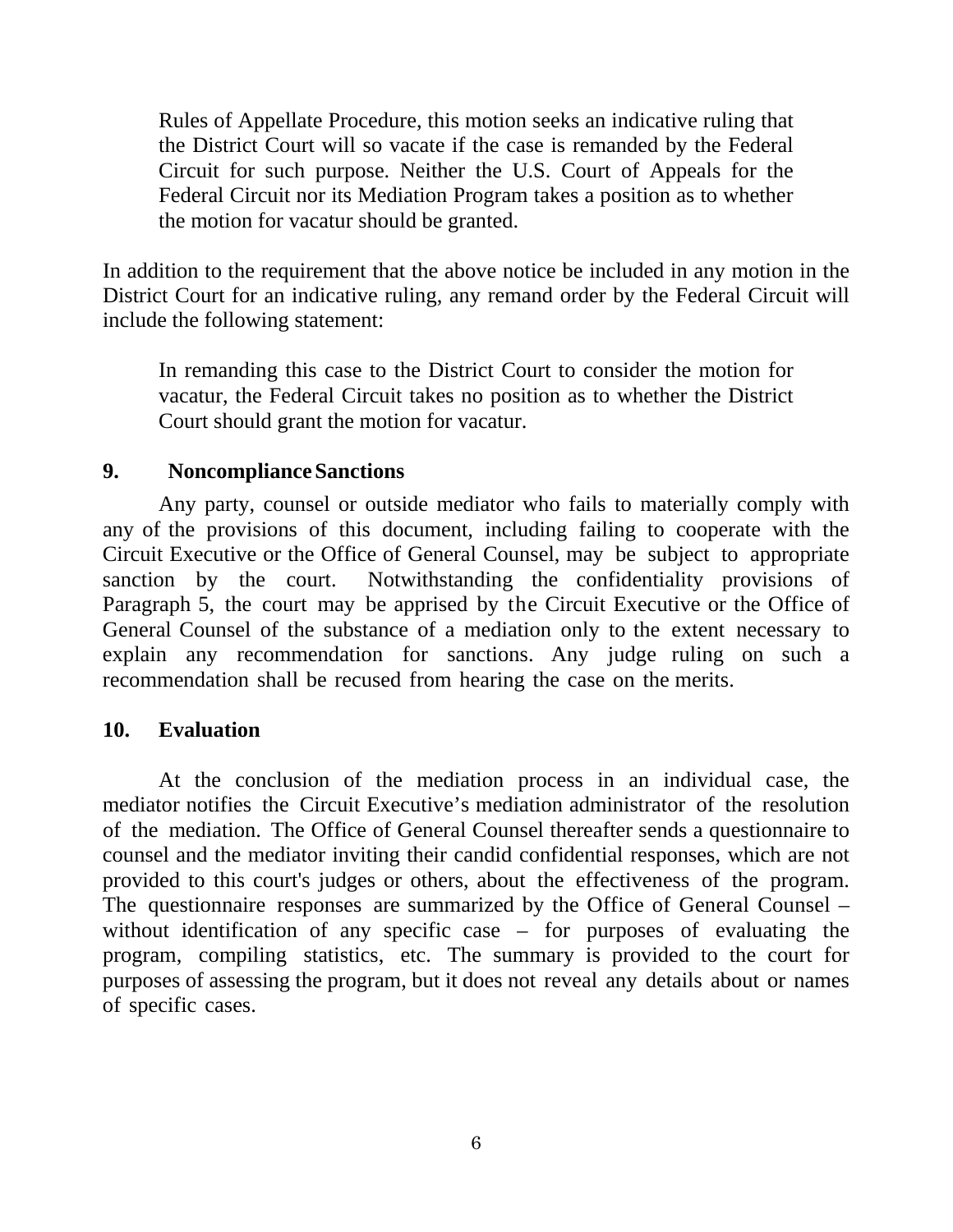> Rules of Appellate Procedure, this motion seeks an indicative ruling that the District Court will so vacate if the case is remanded by the Federal Circuit for such purpose. Neither the U.S. Court of Appeals for the Federal Circuit nor its Mediation Program takes a position as to whether the motion for vacatur should be granted.

In addition to the requirement that the above notice be included in any motion in the District Court for an indicative ruling, any remand order by the Federal Circuit will include the following statement:

> In remanding this case to the District Court to consider the motion for vacatur, the Federal Circuit takes no position as to whether the District Court should grant the motion for vacatur.

## 9. Noncompliance Sanctions

Any party, counsel or outside mediator who fails to materially comply with any of the provisions of this document, including failing to cooperate with the Circuit Executive or the Office of General Counsel, may be subject to appropriate sanction by the court. Notwithstanding the confidentiality provisions of Paragraph 5, the court may be apprised by the Circuit Executive or the Office of General Counsel of the substance of a mediation only to the extent necessary to explain any recommendation for sanctions. Any judge ruling on such a recommendation shall be recused from hearing the case on the merits.

## 10. Evaluation

At the conclusion of the mediation process in an individual case, the mediator notifies the Circuit Executive's mediation administrator of the resolution of the mediation. The Office of General Counsel thereafter sends a questionnaire to counsel and the mediator inviting their candid confidential responses, which are not provided to this court's judges or others, about the effectiveness of the program. The questionnaire responses are summarized by the Office of General Counsel – without identification of any specific case – for purposes of evaluating the program, compiling statistics, etc. The summary is provided to the court for purposes of assessing the program, but it does not reveal any details about or names of specific cases.